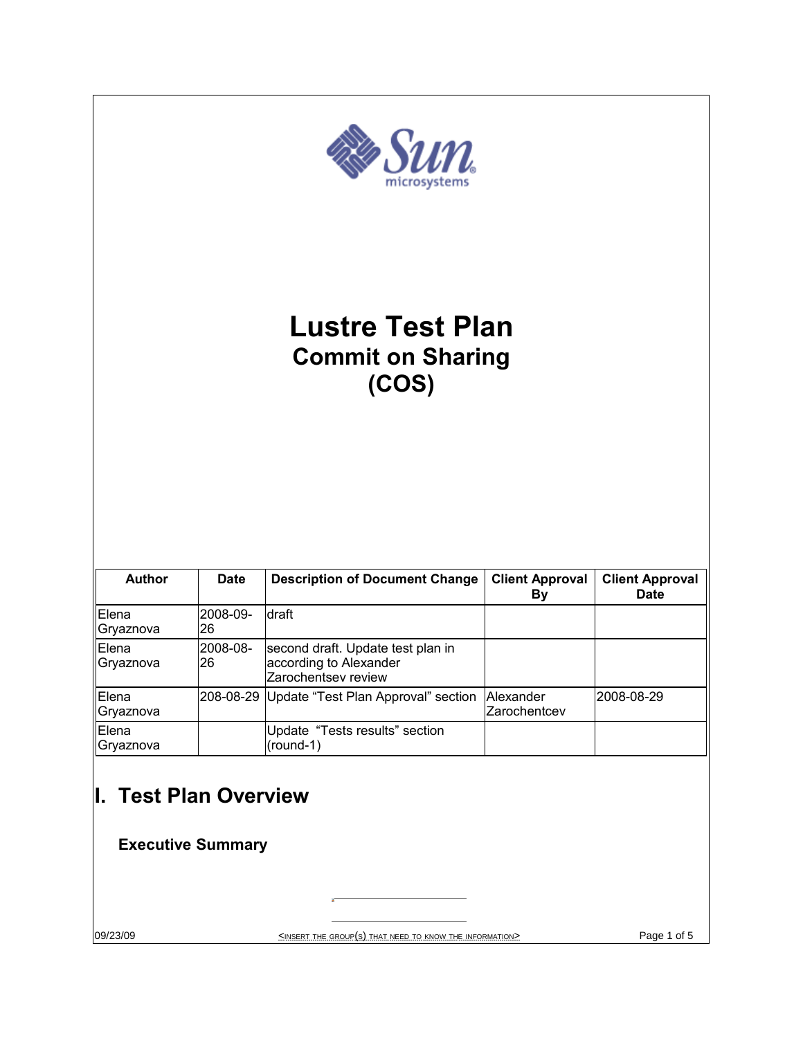# Lustre Test Plan

## Commit on Sharing

## (COS)

| Author | Date | Description of Document Change | Client Approval By | Client Approval Date |
|---|---|---|---|---|
| Elena Gryaznova | 2008-09-26 | draft | | |
| Elena Gryaznova | 2008-08-26 | second draft. Update test plan in according to Alexander Zarochentsev review | | |
| Elena Gryaznova | 208-08-29 | Update "Test Plan Approval" section | Alexander Zarochentcev | 2008-08-29 |
| Elena Gryaznova | | Update "Tests results" section (round-1) | | |

# I. Test Plan Overview

### Executive Summary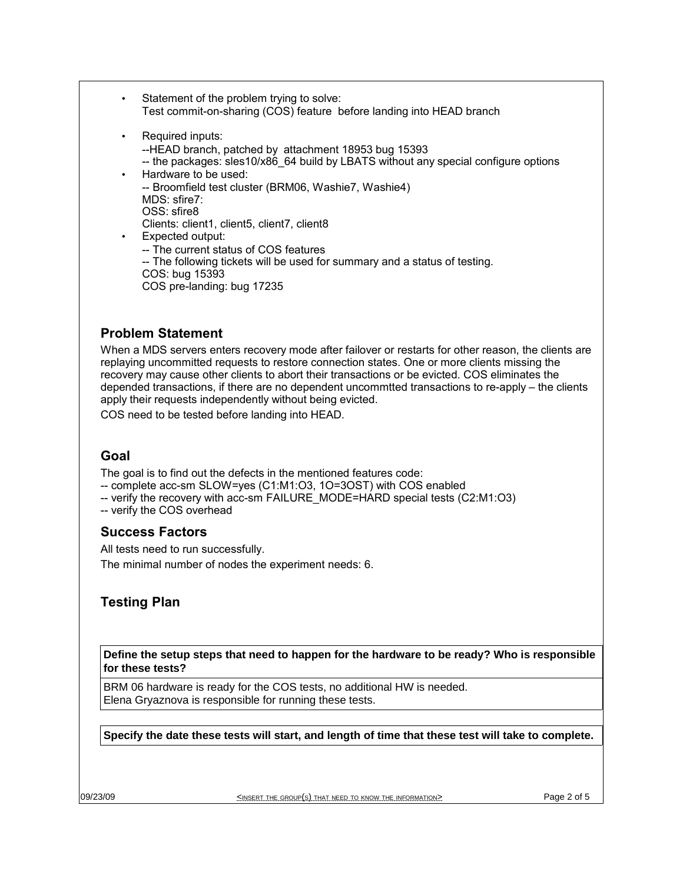- Statement of the problem trying to solve:
  Test commit-on-sharing (COS) feature before landing into HEAD branch
- Required inputs:
  --HEAD branch, patched by attachment 18953 bug 15393
  -- the packages: sles10/x86_64 build by LBATS without any special configure options
- Hardware to be used:
  -- Broomfield test cluster (BRM06, Washie7, Washie4)
  MDS: sfire7:
  OSS: sfire8
  Clients: client1, client5, client7, client8
- Expected output:
  -- The current status of COS features
  -- The following tickets will be used for summary and a status of testing.
  COS: bug 15393
  COS pre-landing: bug 17235

## Problem Statement

When a MDS servers enters recovery mode after failover or restarts for other reason, the clients are replaying uncommitted requests to restore connection states. One or more clients missing the recovery may cause other clients to abort their transactions or be evicted. COS eliminates the depended transactions, if there are no dependent uncommtted transactions to re-apply – the clients apply their requests independently without being evicted.

COS need to be tested before landing into HEAD.

## Goal

The goal is to find out the defects in the mentioned features code:
-- complete acc-sm SLOW=yes (C1:M1:O3, 1O=3OST) with COS enabled
-- verify the recovery with acc-sm FAILURE_MODE=HARD special tests (C2:M1:O3)
-- verify the COS overhead

## Success Factors

All tests need to run successfully.

The minimal number of nodes the experiment needs: 6.

## Testing Plan

| **Define the setup steps that need to happen for the hardware to be ready? Who is responsible for these tests?** |
|---|
| BRM 06 hardware is ready for the COS tests, no additional HW is needed.<br>Elena Gryaznova is responsible for running these tests. |

| **Specify the date these tests will start, and length of time that these test will take to complete.** |
|---|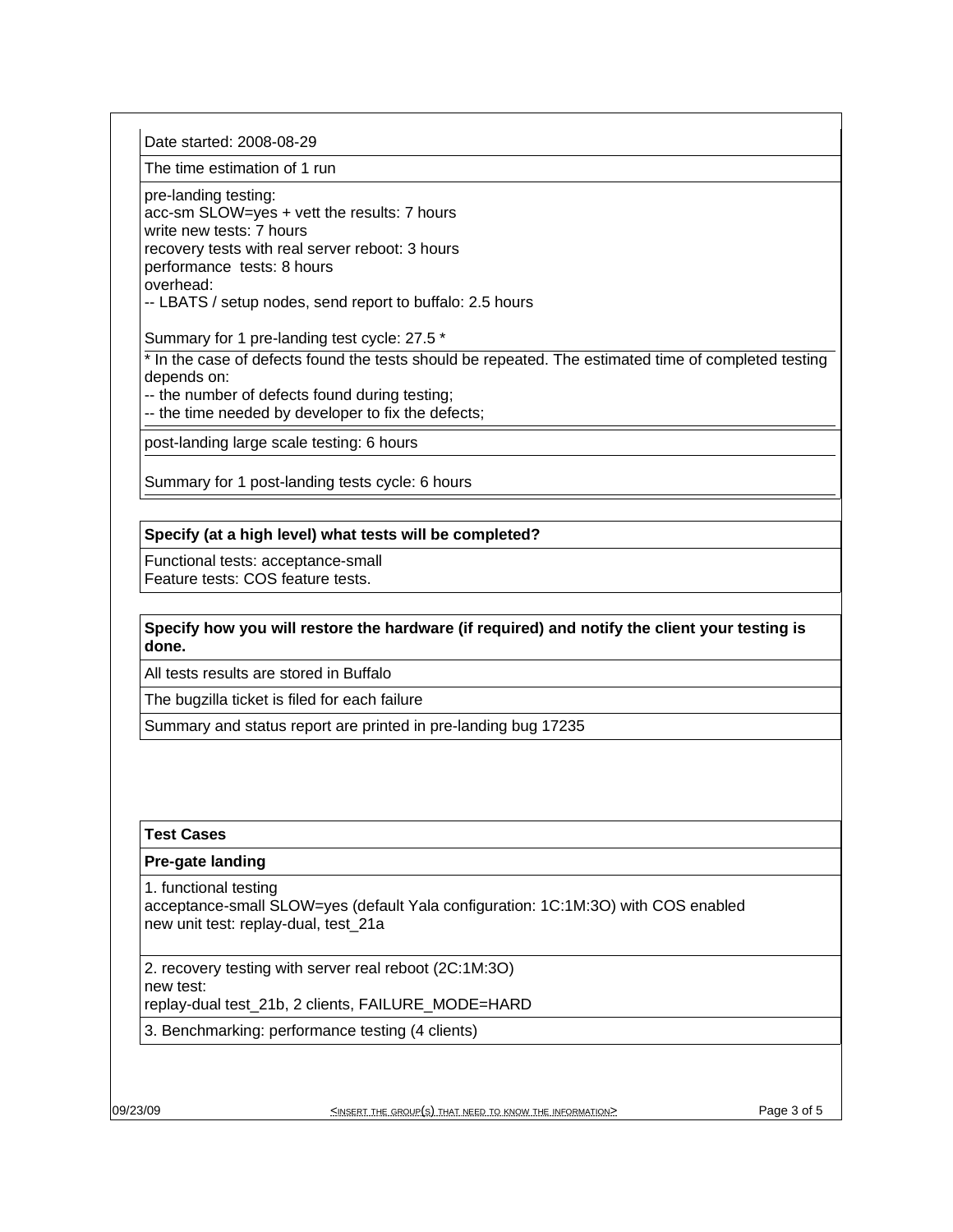Date started: 2008-08-29

The time estimation of 1 run

pre-landing testing:
acc-sm SLOW=yes + vett the results: 7 hours
write new tests: 7 hours
recovery tests with real server reboot: 3 hours
performance tests: 8 hours
overhead:
-- LBATS / setup nodes, send report to buffalo: 2.5 hours

Summary for 1 pre-landing test cycle: 27.5 *

* In the case of defects found the tests should be repeated. The estimated time of completed testing depends on:
-- the number of defects found during testing;
-- the time needed by developer to fix the defects;

post-landing large scale testing: 6 hours

Summary for 1 post-landing tests cycle: 6 hours

**Specify (at a high level) what tests will be completed?**

Functional tests: acceptance-small
Feature tests: COS feature tests.

**Specify how you will restore the hardware (if required) and notify the client your testing is done.**

All tests results are stored in Buffalo

The bugzilla ticket is filed for each failure

Summary and status report are printed in pre-landing bug 17235

**Test Cases**

**Pre-gate landing**

1. functional testing
acceptance-small SLOW=yes (default Yala configuration: 1C:1M:3O) with COS enabled
new unit test: replay-dual, test_21a

2. recovery testing with server real reboot (2C:1M:3O)
new test:
replay-dual test_21b, 2 clients, FAILURE_MODE=HARD

3. Benchmarking: performance testing (4 clients)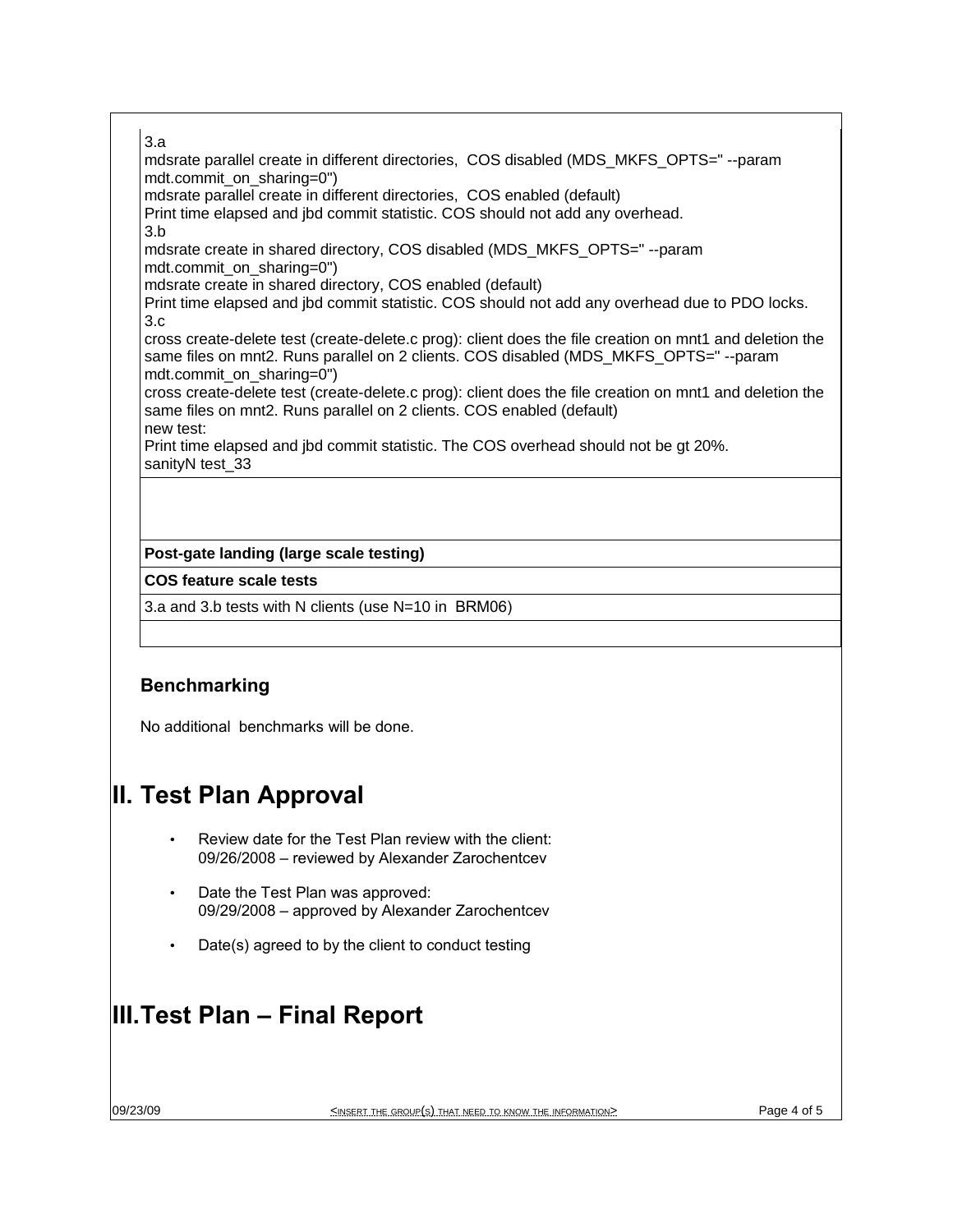3.a
mdsrate parallel create in different directories, COS disabled (MDS_MKFS_OPTS=" --param mdt.commit_on_sharing=0")
mdsrate parallel create in different directories, COS enabled (default)
Print time elapsed and jbd commit statistic. COS should not add any overhead.
3.b
mdsrate create in shared directory, COS disabled (MDS_MKFS_OPTS=" --param mdt.commit_on_sharing=0")
mdsrate create in shared directory, COS enabled (default)
Print time elapsed and jbd commit statistic. COS should not add any overhead due to PDO locks.
3.c
cross create-delete test (create-delete.c prog): client does the file creation on mnt1 and deletion the same files on mnt2. Runs parallel on 2 clients. COS disabled (MDS_MKFS_OPTS=" --param mdt.commit_on_sharing=0")
cross create-delete test (create-delete.c prog): client does the file creation on mnt1 and deletion the same files on mnt2. Runs parallel on 2 clients. COS enabled (default)
new test:
Print time elapsed and jbd commit statistic. The COS overhead should not be gt 20%.
sanityN test_33

| **Post-gate landing (large scale testing)** |
|---|
| **COS feature scale tests** |
| 3.a and 3.b tests with N clients (use N=10 in BRM06) |
| |

### Benchmarking

No additional benchmarks will be done.

# II. Test Plan Approval

- Review date for the Test Plan review with the client:
  09/26/2008 – reviewed by Alexander Zarochentcev
- Date the Test Plan was approved:
  09/29/2008 – approved by Alexander Zarochentcev
- Date(s) agreed to by the client to conduct testing

# III. Test Plan – Final Report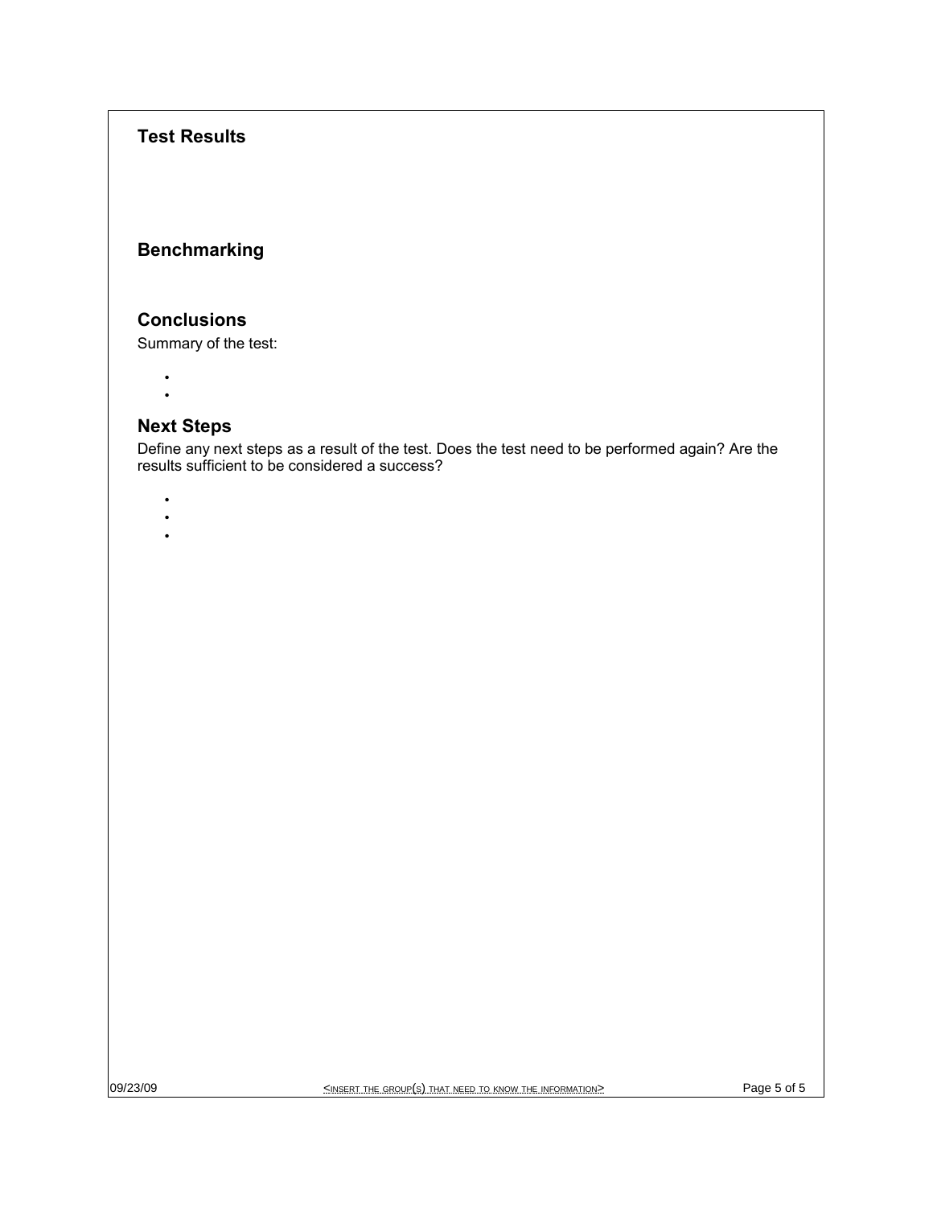## Test Results

## Benchmarking

## Conclusions

Summary of the test:

- 
- 

## Next Steps

Define any next steps as a result of the test. Does the test need to be performed again? Are the results sufficient to be considered a success?

- 
- 
-